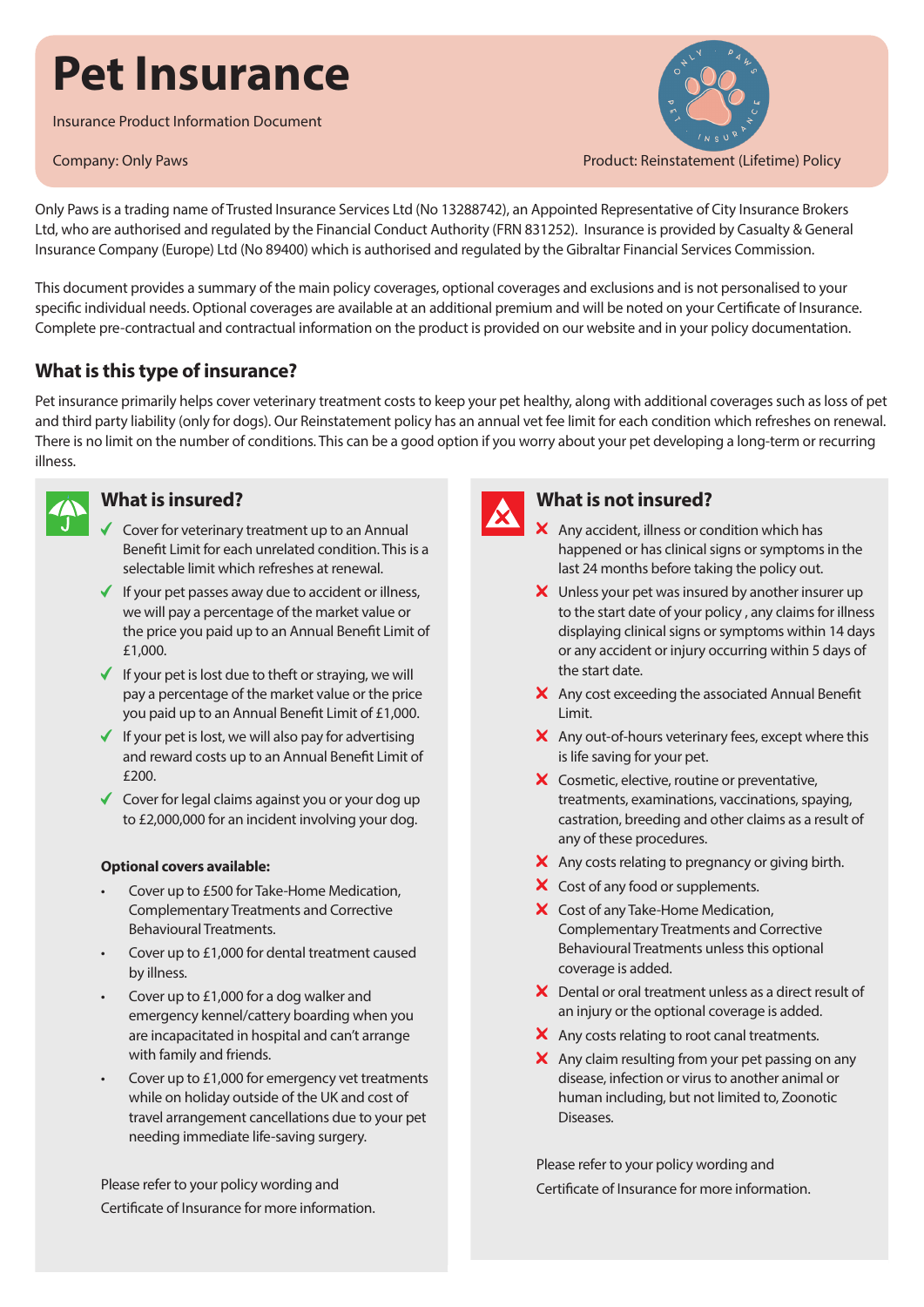# Pet Insurance

Insurance Product Information Document

Company: Only Paws

Product: Reinstatement (Lifetime) Policy

Only Paws is a trading name of Trusted Insurance Services Ltd (No 13288742), an Appointed Representative of City Insurance Brokers Ltd, who are authorised and regulated by the Financial Conduct Authority (FRN 831252). Insurance is provided by Casualty & General Insurance Company (Europe) Ltd (No 89400) which is authorised and regulated by the Gibraltar Financial Services Commission.

This document provides a summary of the main policy coverages, optional coverages and exclusions and is not personalised to your specific individual needs. Optional coverages are available at an additional premium and will be noted on your Certificate of Insurance. Complete pre-contractual and contractual information on the product is provided on our website and in your policy documentation.

## What is this type of insurance?

Pet insurance primarily helps cover veterinary treatment costs to keep your pet healthy, along with additional coverages such as loss of pet and third party liability (only for dogs). Our Reinstatement policy has an annual vet fee limit for each condition which refreshes on renewal. There is no limit on the number of conditions. This can be a good option if you worry about your pet developing a long-term or recurring illness.

## What is insured?

- ✓ Cover for veterinary treatment up to an Annual Benefit Limit for each unrelated condition. This is a selectable limit which refreshes at renewal.
- ✓ If your pet passes away due to accident or illness, we will pay a percentage of the market value or the price you paid up to an Annual Benefit Limit of £1,000.
- ✓ If your pet is lost due to theft or straying, we will pay a percentage of the market value or the price you paid up to an Annual Benefit Limit of £1,000.
- ✓ If your pet is lost, we will also pay for advertising and reward costs up to an Annual Benefit Limit of £200.
- ✓ Cover for legal claims against you or your dog up to £2,000,000 for an incident involving your dog.

**Optional covers available:**

- Cover up to £500 for Take-Home Medication, Complementary Treatments and Corrective Behavioural Treatments.
- Cover up to £1,000 for dental treatment caused by illness.
- Cover up to £1,000 for a dog walker and emergency kennel/cattery boarding when you are incapacitated in hospital and can't arrange with family and friends.
- Cover up to £1,000 for emergency vet treatments while on holiday outside of the UK and cost of travel arrangement cancellations due to your pet needing immediate life-saving surgery.

Please refer to your policy wording and Certificate of Insurance for more information.

## What is not insured?

- ✗ Any accident, illness or condition which has happened or has clinical signs or symptoms in the last 24 months before taking the policy out.
- ✗ Unless your pet was insured by another insurer up to the start date of your policy , any claims for illness displaying clinical signs or symptoms within 14 days or any accident or injury occurring within 5 days of the start date.
- ✗ Any cost exceeding the associated Annual Benefit Limit.
- ✗ Any out-of-hours veterinary fees, except where this is life saving for your pet.
- ✗ Cosmetic, elective, routine or preventative, treatments, examinations, vaccinations, spaying, castration, breeding and other claims as a result of any of these procedures.
- ✗ Any costs relating to pregnancy or giving birth.
- ✗ Cost of any food or supplements.
- ✗ Cost of any Take-Home Medication, Complementary Treatments and Corrective Behavioural Treatments unless this optional coverage is added.
- ✗ Dental or oral treatment unless as a direct result of an injury or the optional coverage is added.
- ✗ Any costs relating to root canal treatments.
- ✗ Any claim resulting from your pet passing on any disease, infection or virus to another animal or human including, but not limited to, Zoonotic Diseases.

Please refer to your policy wording and Certificate of Insurance for more information.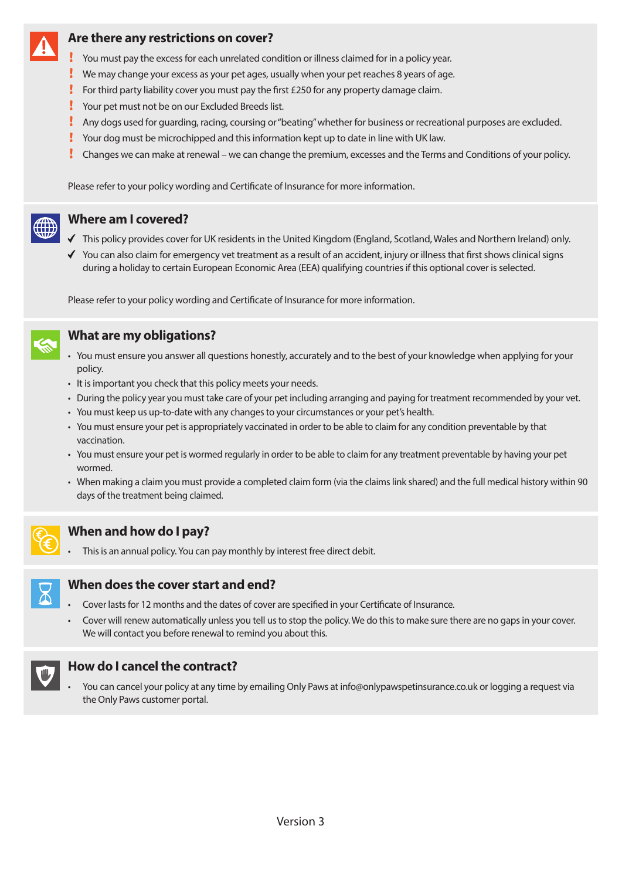## Are there any restrictions on cover?

- ! You must pay the excess for each unrelated condition or illness claimed for in a policy year.
- ! We may change your excess as your pet ages, usually when your pet reaches 8 years of age.
- ! For third party liability cover you must pay the first £250 for any property damage claim.
- ! Your pet must not be on our Excluded Breeds list.
- ! Any dogs used for guarding, racing, coursing or "beating" whether for business or recreational purposes are excluded.
- ! Your dog must be microchipped and this information kept up to date in line with UK law.
- ! Changes we can make at renewal – we can change the premium, excesses and the Terms and Conditions of your policy.

Please refer to your policy wording and Certificate of Insurance for more information.

## Where am I covered?

- ✔ This policy provides cover for UK residents in the United Kingdom (England, Scotland, Wales and Northern Ireland) only.
- ✔ You can also claim for emergency vet treatment as a result of an accident, injury or illness that first shows clinical signs during a holiday to certain European Economic Area (EEA) qualifying countries if this optional cover is selected.

Please refer to your policy wording and Certificate of Insurance for more information.

## What are my obligations?

- You must ensure you answer all questions honestly, accurately and to the best of your knowledge when applying for your policy.
- It is important you check that this policy meets your needs.
- During the policy year you must take care of your pet including arranging and paying for treatment recommended by your vet.
- You must keep us up-to-date with any changes to your circumstances or your pet's health.
- You must ensure your pet is appropriately vaccinated in order to be able to claim for any condition preventable by that vaccination.
- You must ensure your pet is wormed regularly in order to be able to claim for any treatment preventable by having your pet wormed.
- When making a claim you must provide a completed claim form (via the claims link shared) and the full medical history within 90 days of the treatment being claimed.

## When and how do I pay?

- This is an annual policy. You can pay monthly by interest free direct debit.

## When does the cover start and end?

- Cover lasts for 12 months and the dates of cover are specified in your Certificate of Insurance.
- Cover will renew automatically unless you tell us to stop the policy. We do this to make sure there are no gaps in your cover. We will contact you before renewal to remind you about this.

## How do I cancel the contract?

- You can cancel your policy at any time by emailing Only Paws at info@onlypawspetinsurance.co.uk or logging a request via the Only Paws customer portal.

Version 3